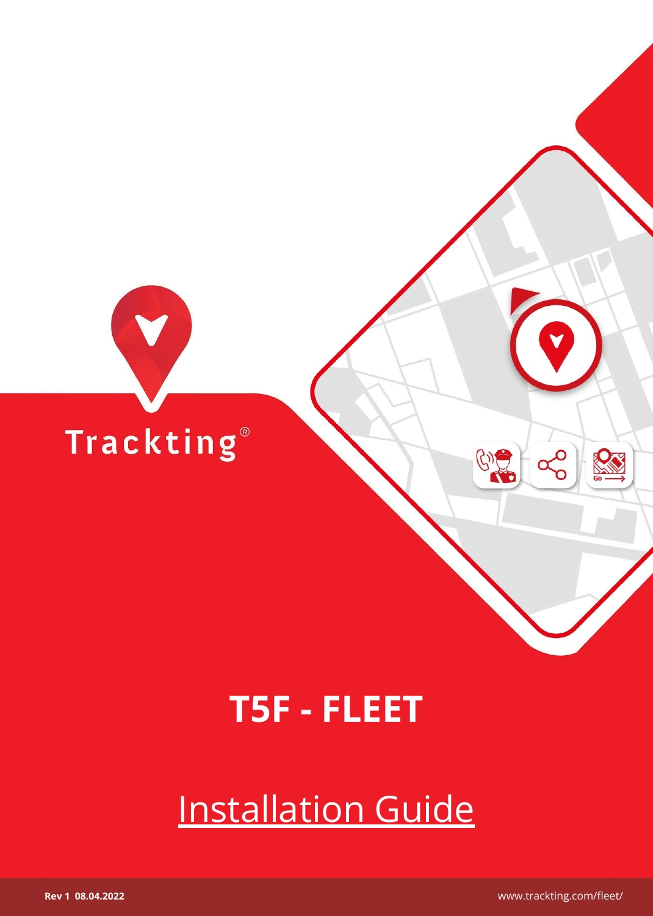Trackting®

# T5F - FLEET

## Installation Guide

**Rev 1 08.04.2022**

www.trackting.com/fleet/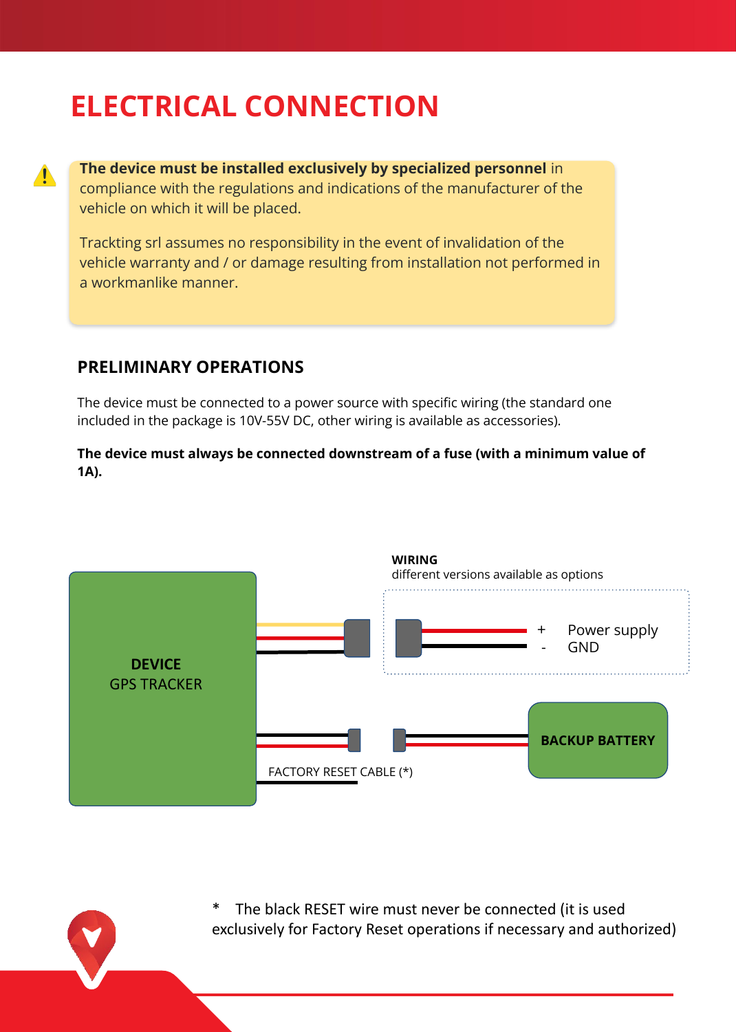# ELECTRICAL CONNECTION

> **The device must be installed exclusively by specialized personnel** in compliance with the regulations and indications of the manufacturer of the vehicle on which it will be placed.
>
> Trackting srl assumes no responsibility in the event of invalidation of the vehicle warranty and / or damage resulting from installation not performed in a workmanlike manner.

## PRELIMINARY OPERATIONS

The device must be connected to a power source with specific wiring (the standard one included in the package is 10V-55V DC, other wiring is available as accessories).

**The device must always be connected downstream of a fuse (with a minimum value of 1A).**

**WIRING**
different versions available as options

**DEVICE**
GPS TRACKER

+ Power supply
- GND

**BACKUP BATTERY**

FACTORY RESET CABLE (*)

* The black RESET wire must never be connected (it is used exclusively for Factory Reset operations if necessary and authorized)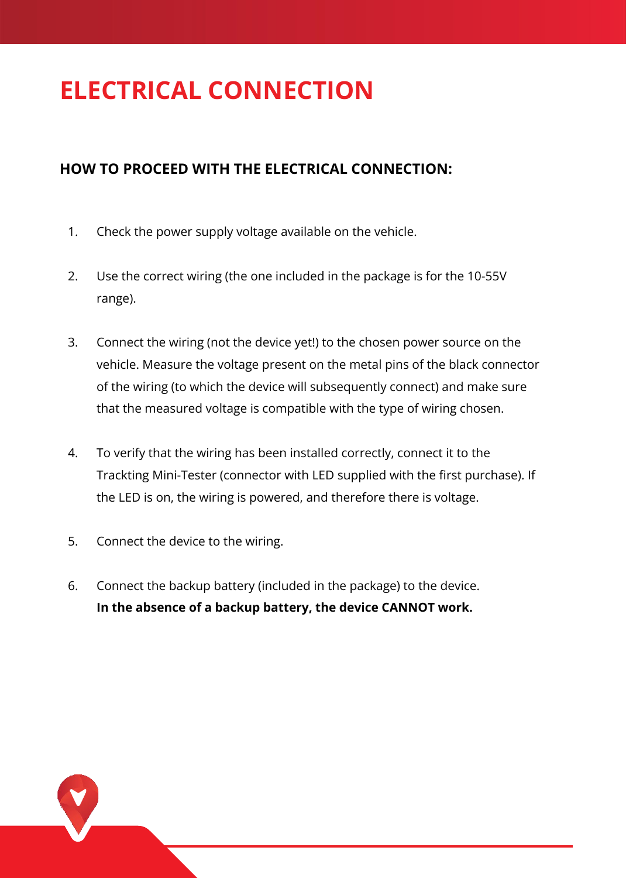# ELECTRICAL CONNECTION

## HOW TO PROCEED WITH THE ELECTRICAL CONNECTION:

1. Check the power supply voltage available on the vehicle.
2. Use the correct wiring (the one included in the package is for the 10-55V range).
3. Connect the wiring (not the device yet!) to the chosen power source on the vehicle. Measure the voltage present on the metal pins of the black connector of the wiring (to which the device will subsequently connect) and make sure that the measured voltage is compatible with the type of wiring chosen.
4. To verify that the wiring has been installed correctly, connect it to the Trackting Mini-Tester (connector with LED supplied with the first purchase). If the LED is on, the wiring is powered, and therefore there is voltage.
5. Connect the device to the wiring.
6. Connect the backup battery (included in the package) to the device.
   **In the absence of a backup battery, the device CANNOT work.**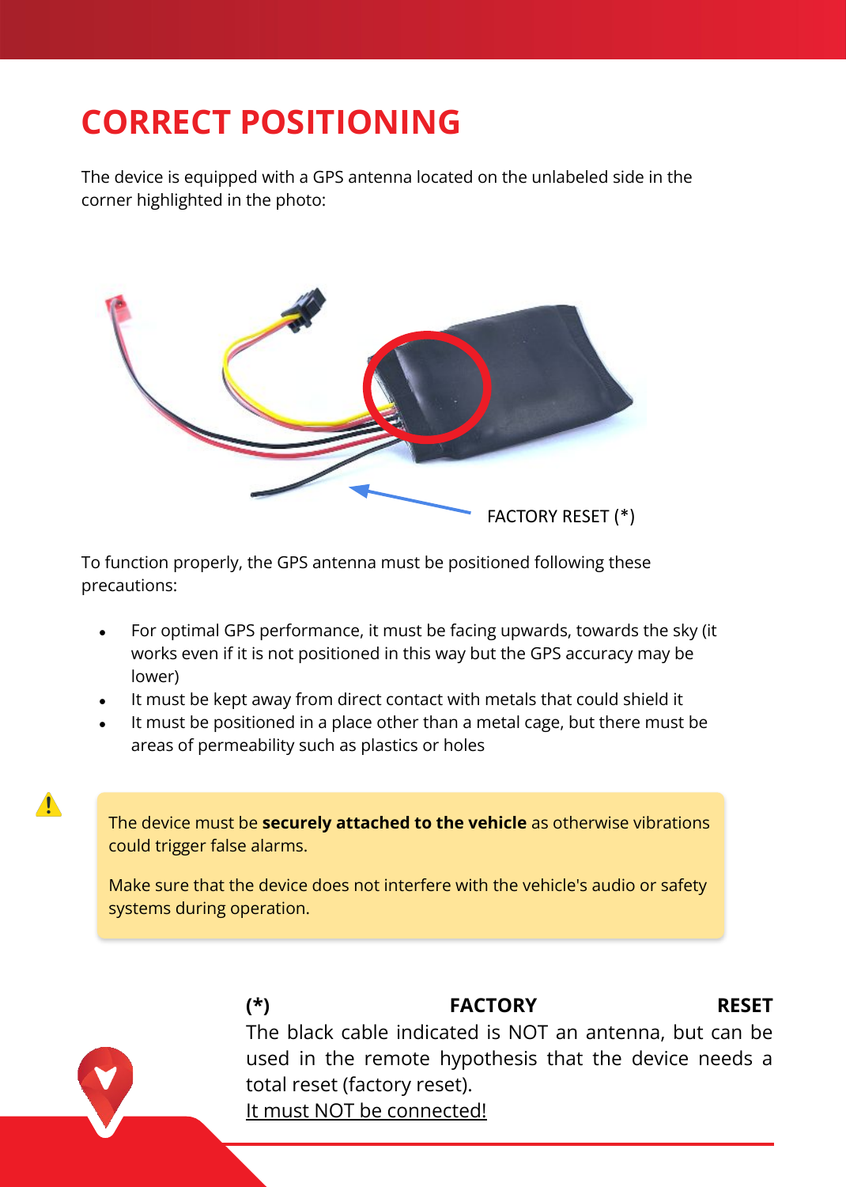# CORRECT POSITIONING

The device is equipped with a GPS antenna located on the unlabeled side in the corner highlighted in the photo:

FACTORY RESET (*)

To function properly, the GPS antenna must be positioned following these precautions:

- For optimal GPS performance, it must be facing upwards, towards the sky (it works even if it is not positioned in this way but the GPS accuracy may be lower)
- It must be kept away from direct contact with metals that could shield it
- It must be positioned in a place other than a metal cage, but there must be areas of permeability such as plastics or holes

> ⚠️ The device must be **securely attached to the vehicle** as otherwise vibrations could trigger false alarms.
>
> Make sure that the device does not interfere with the vehicle's audio or safety systems during operation.

**(*) FACTORY RESET**
The black cable indicated is NOT an antenna, but can be used in the remote hypothesis that the device needs a total reset (factory reset).
<u>It must NOT be connected!</u>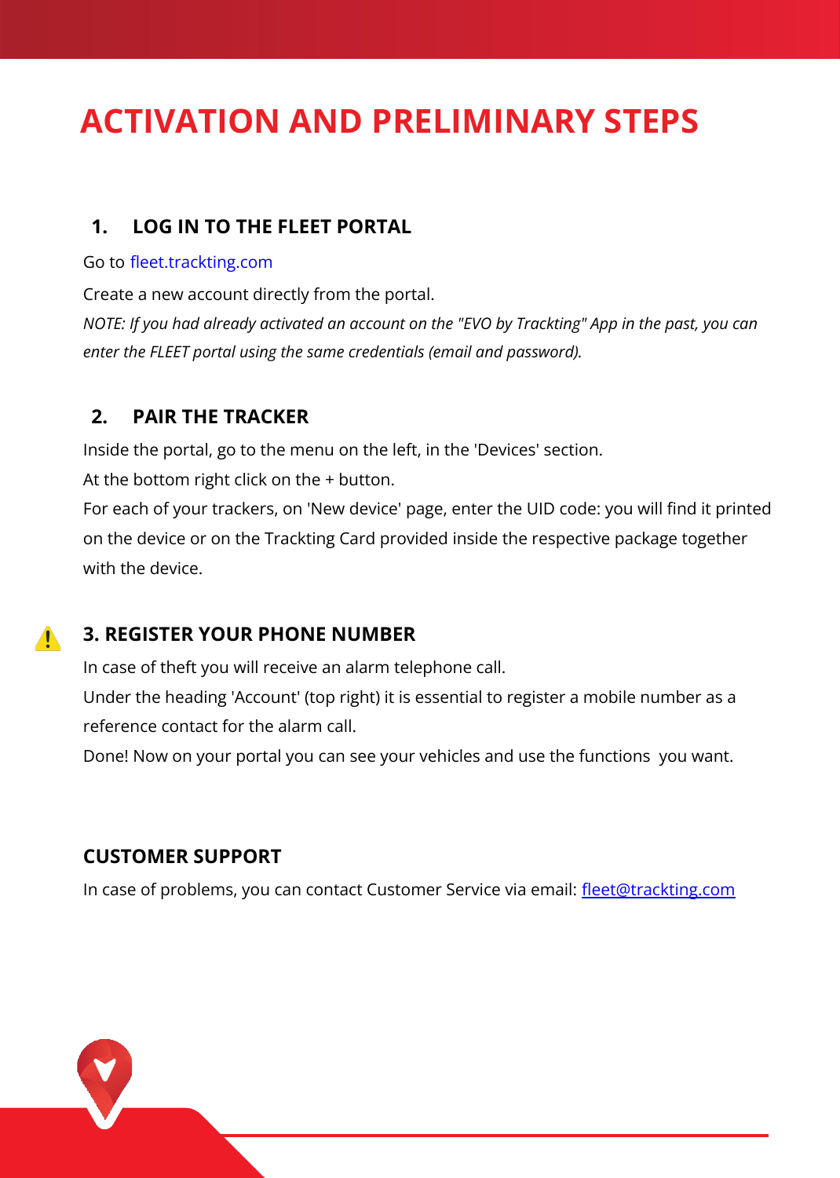# ACTIVATION AND PRELIMINARY STEPS

## 1. LOG IN TO THE FLEET PORTAL

Go to fleet.trackting.com

Create a new account directly from the portal.

*NOTE: If you had already activated an account on the "EVO by Trackting" App in the past, you can enter the FLEET portal using the same credentials (email and password).*

## 2. PAIR THE TRACKER

Inside the portal, go to the menu on the left, in the 'Devices' section.

At the bottom right click on the + button.

For each of your trackers, on 'New device' page, enter the UID code: you will find it printed on the device or on the Trackting Card provided inside the respective package together with the device.

## ⚠️ 3. REGISTER YOUR PHONE NUMBER

In case of theft you will receive an alarm telephone call.

Under the heading 'Account' (top right) it is essential to register a mobile number as a reference contact for the alarm call.

Done! Now on your portal you can see your vehicles and use the functions  you want.

## CUSTOMER SUPPORT

In case of problems, you can contact Customer Service via email: fleet@trackting.com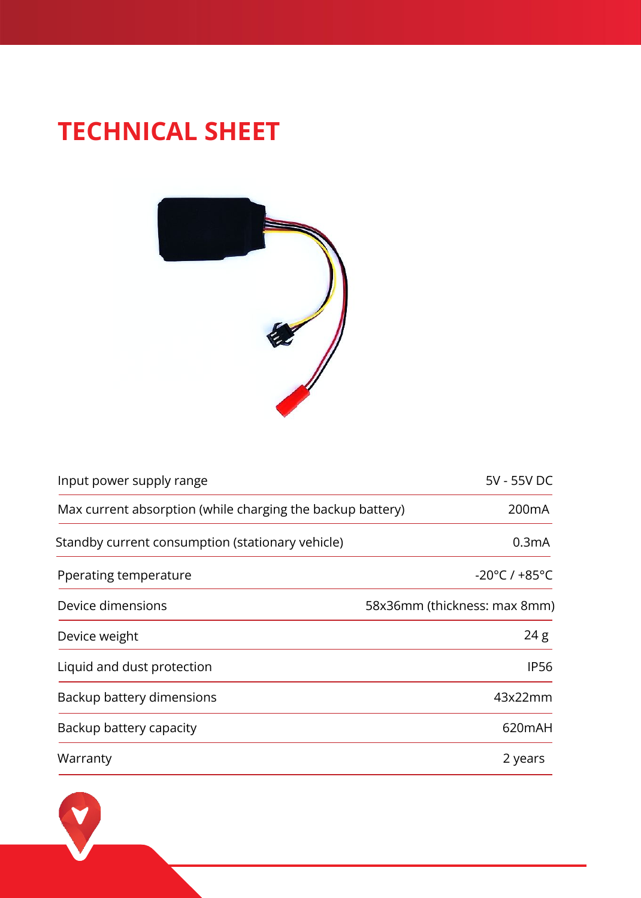# TECHNICAL SHEET

| | |
|---|---|
| Input power supply range | 5V - 55V DC |
| Max current absorption (while charging the backup battery) | 200mA |
| Standby current consumption (stationary vehicle) | 0.3mA |
| Pperating temperature | -20°C / +85°C |
| Device dimensions | 58x36mm (thickness: max 8mm) |
| Device weight | 24 g |
| Liquid and dust protection | IP56 |
| Backup battery dimensions | 43x22mm |
| Backup battery capacity | 620mAH |
| Warranty | 2 years |